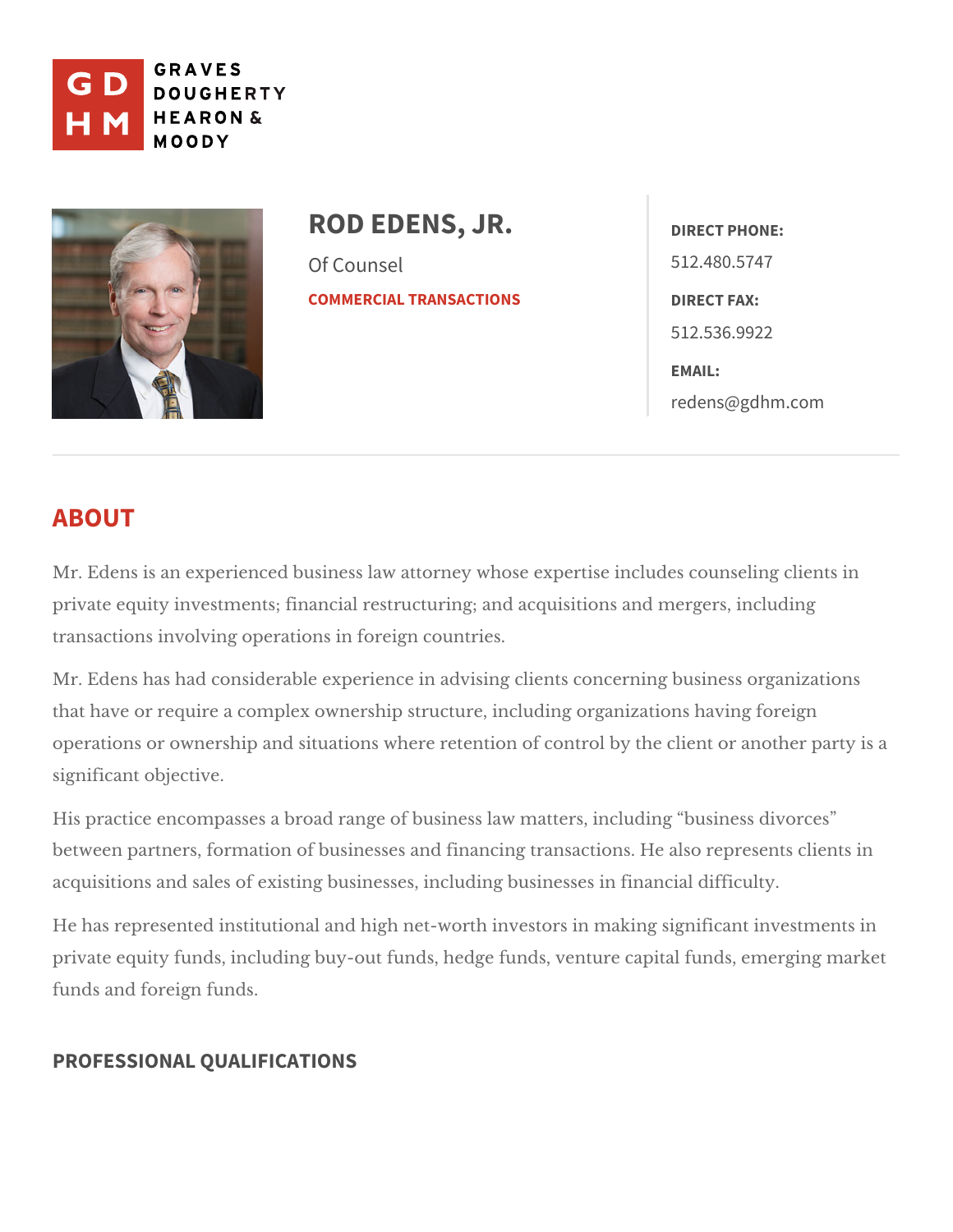GRAVES DOUGHERTY HEARON & MOODY

# ROD EDENS, JR.

Of Counsel

COMMERCIAL TRANSACTIONS

**DIRECT PHONE:**
512.480.5747

**DIRECT FAX:**
512.536.9922

**EMAIL:**
redens@gdhm.com

## ABOUT

Mr. Edens is an experienced business law attorney whose expertise includes counseling clients in private equity investments; financial restructuring; and acquisitions and mergers, including transactions involving operations in foreign countries.

Mr. Edens has had considerable experience in advising clients concerning business organizations that have or require a complex ownership structure, including organizations having foreign operations or ownership and situations where retention of control by the client or another party is a significant objective.

His practice encompasses a broad range of business law matters, including “business divorces” between partners, formation of businesses and financing transactions. He also represents clients in acquisitions and sales of existing businesses, including businesses in financial difficulty.

He has represented institutional and high net-worth investors in making significant investments in private equity funds, including buy-out funds, hedge funds, venture capital funds, emerging market funds and foreign funds.

### PROFESSIONAL QUALIFICATIONS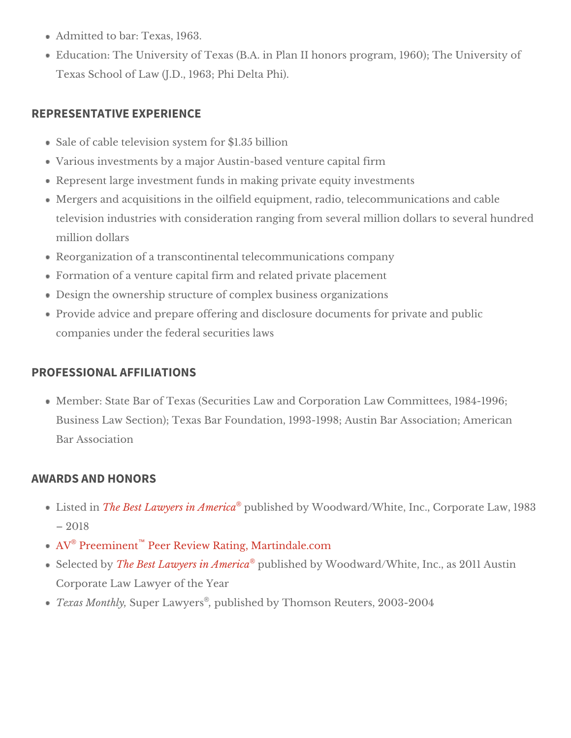- Admitted to bar: Texas, 1963.
- Education: The University of Texas (B.A. in Plan II honors program, 1960); The University of Texas School of Law (J.D., 1963; Phi Delta Phi).

## REPRESENTATIVE EXPERIENCE

- Sale of cable television system for $1.35 billion
- Various investments by a major Austin-based venture capital firm
- Represent large investment funds in making private equity investments
- Mergers and acquisitions in the oilfield equipment, radio, telecommunications and cable television industries with consideration ranging from several million dollars to several hundred million dollars
- Reorganization of a transcontinental telecommunications company
- Formation of a venture capital firm and related private placement
- Design the ownership structure of complex business organizations
- Provide advice and prepare offering and disclosure documents for private and public companies under the federal securities laws

## PROFESSIONAL AFFILIATIONS

- Member: State Bar of Texas (Securities Law and Corporation Law Committees, 1984-1996; Business Law Section); Texas Bar Foundation, 1993-1998; Austin Bar Association; American Bar Association

## AWARDS AND HONORS

- Listed in *The Best Lawyers in America®* published by Woodward/White, Inc., Corporate Law, 1983 – 2018
- AV® Preeminent™ Peer Review Rating, Martindale.com
- Selected by *The Best Lawyers in America®* published by Woodward/White, Inc., as 2011 Austin Corporate Law Lawyer of the Year
- *Texas Monthly,* Super Lawyers®, published by Thomson Reuters, 2003-2004